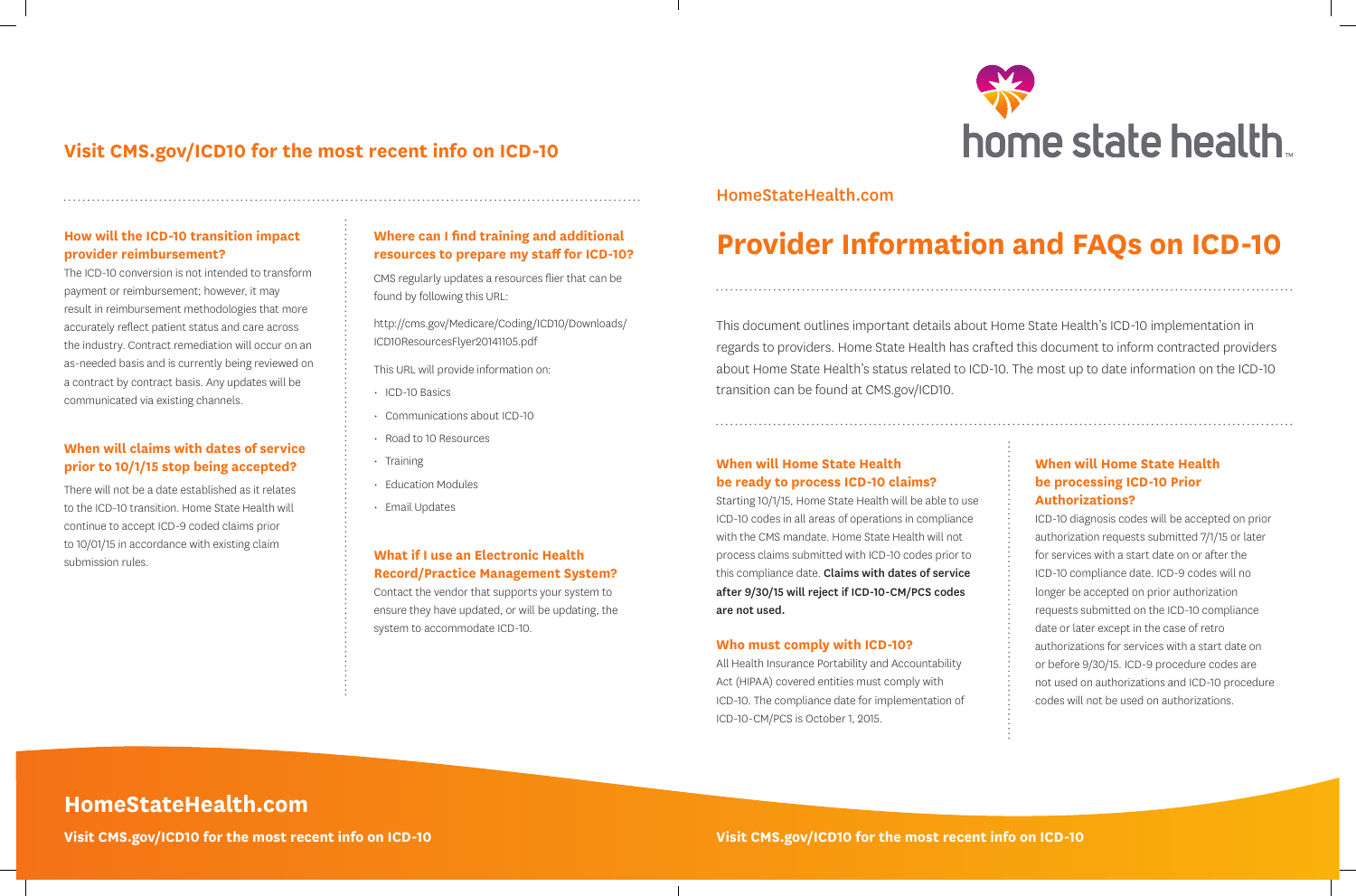home state health

HomeStateHealth.com

# Provider Information and FAQs on ICD-10

This document outlines important details about Home State Health's ICD-10 implementation in regards to providers. Home State Health has crafted this document to inform contracted providers about Home State Health's status related to ICD-10. The most up to date information on the ICD-10 transition can be found at CMS.gov/ICD10.

### When will Home State Health be ready to process ICD-10 claims?

Starting 10/1/15, Home State Health will be able to use ICD-10 codes in all areas of operations in compliance with the CMS mandate. Home State Health will not process claims submitted with ICD-10 codes prior to this compliance date. **Claims with dates of service after 9/30/15 will reject if ICD-10-CM/PCS codes are not used.**

### Who must comply with ICD-10?

All Health Insurance Portability and Accountability Act (HIPAA) covered entities must comply with ICD-10. The compliance date for implementation of ICD-10-CM/PCS is October 1, 2015.

### When will Home State Health be processing ICD-10 Prior Authorizations?

ICD-10 diagnosis codes will be accepted on prior authorization requests submitted 7/1/15 or later for services with a start date on or after the ICD-10 compliance date. ICD-9 codes will no longer be accepted on prior authorization requests submitted on the ICD-10 compliance date or later except in the case of retro authorizations for services with a start date on or before 9/30/15. ICD-9 procedure codes are not used on authorizations and ICD-10 procedure codes will not be used on authorizations.

## Visit CMS.gov/ICD10 for the most recent info on ICD-10

### How will the ICD-10 transition impact provider reimbursement?

The ICD-10 conversion is not intended to transform payment or reimbursement; however, it may result in reimbursement methodologies that more accurately reflect patient status and care across the industry. Contract remediation will occur on an as-needed basis and is currently being reviewed on a contract by contract basis. Any updates will be communicated via existing channels.

### When will claims with dates of service prior to 10/1/15 stop being accepted?

There will not be a date established as it relates to the ICD-10 transition. Home State Health will continue to accept ICD-9 coded claims prior to 10/01/15 in accordance with existing claim submission rules.

### Where can I find training and additional resources to prepare my staff for ICD-10?

CMS regularly updates a resources flier that can be found by following this URL:

http://cms.gov/Medicare/Coding/ICD10/Downloads/ICD10ResourcesFlyer20141105.pdf

This URL will provide information on:

- ICD-10 Basics
- Communications about ICD-10
- Road to 10 Resources
- Training
- Education Modules
- Email Updates

### What if I use an Electronic Health Record/Practice Management System?

Contact the vendor that supports your system to ensure they have updated, or will be updating, the system to accommodate ICD-10.

**HomeStateHealth.com**

**Visit CMS.gov/ICD10 for the most recent info on ICD-10**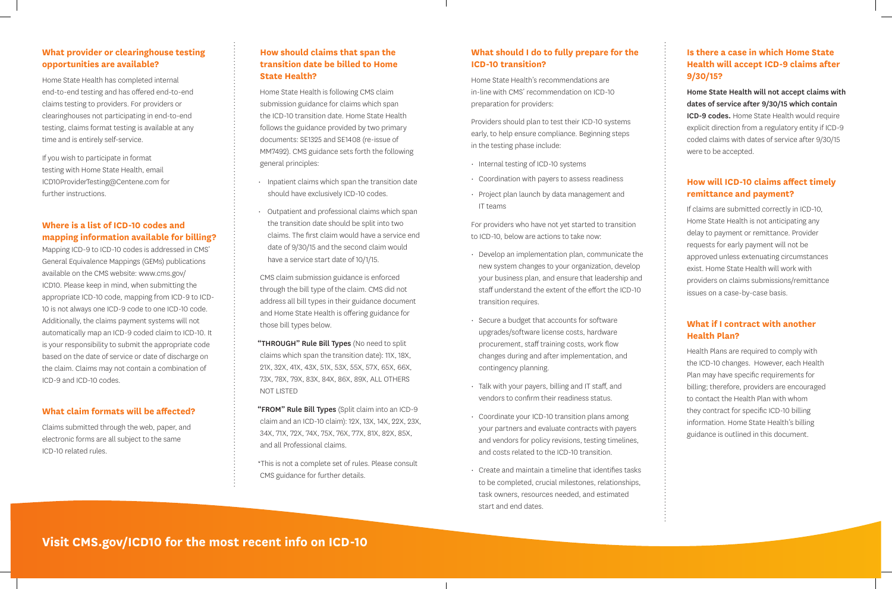## What provider or clearinghouse testing opportunities are available?

Home State Health has completed internal end-to-end testing and has offered end-to-end claims testing to providers. For providers or clearinghouses not participating in end-to-end testing, claims format testing is available at any time and is entirely self-service.

If you wish to participate in format testing with Home State Health, email ICD10ProviderTesting@Centene.com for further instructions.

## Where is a list of ICD-10 codes and mapping information available for billing?

Mapping ICD-9 to ICD-10 codes is addressed in CMS' General Equivalence Mappings (GEMs) publications available on the CMS website: www.cms.gov/ICD10. Please keep in mind, when submitting the appropriate ICD-10 code, mapping from ICD-9 to ICD-10 is not always one ICD-9 code to one ICD-10 code. Additionally, the claims payment systems will not automatically map an ICD-9 coded claim to ICD-10. It is your responsibility to submit the appropriate code based on the date of service or date of discharge on the claim. Claims may not contain a combination of ICD-9 and ICD-10 codes.

## What claim formats will be affected?

Claims submitted through the web, paper, and electronic forms are all subject to the same ICD-10 related rules.

## How should claims that span the transition date be billed to Home State Health?

Home State Health is following CMS claim submission guidance for claims which span the ICD-10 transition date. Home State Health follows the guidance provided by two primary documents: SE1325 and SE1408 (re-issue of MM7492). CMS guidance sets forth the following general principles:

- Inpatient claims which span the transition date should have exclusively ICD-10 codes.
- Outpatient and professional claims which span the transition date should be split into two claims. The first claim would have a service end date of 9/30/15 and the second claim would have a service start date of 10/1/15.

CMS claim submission guidance is enforced through the bill type of the claim. CMS did not address all bill types in their guidance document and Home State Health is offering guidance for those bill types below.

**"THROUGH" Rule Bill Types** (No need to split claims which span the transition date): 11X, 18X, 21X, 32X, 41X, 43X, 51X, 53X, 55X, 57X, 65X, 66X, 73X, 78X, 79X, 83X, 84X, 86X, 89X, ALL OTHERS NOT LISTED

**"FROM" Rule Bill Types** (Split claim into an ICD-9 claim and an ICD-10 claim): 12X, 13X, 14X, 22X, 23X, 34X, 71X, 72X, 74X, 75X, 76X, 77X, 81X, 82X, 85X, and all Professional claims.

*This is not a complete set of rules. Please consult CMS guidance for further details.

## What should I do to fully prepare for the ICD-10 transition?

Home State Health's recommendations are in-line with CMS' recommendation on ICD-10 preparation for providers:

Providers should plan to test their ICD-10 systems early, to help ensure compliance. Beginning steps in the testing phase include:

- Internal testing of ICD-10 systems
- Coordination with payers to assess readiness
- Project plan launch by data management and IT teams

For providers who have not yet started to transition to ICD-10, below are actions to take now:

- Develop an implementation plan, communicate the new system changes to your organization, develop your business plan, and ensure that leadership and staff understand the extent of the effort the ICD-10 transition requires.
- Secure a budget that accounts for software upgrades/software license costs, hardware procurement, staff training costs, work flow changes during and after implementation, and contingency planning.
- Talk with your payers, billing and IT staff, and vendors to confirm their readiness status.
- Coordinate your ICD-10 transition plans among your partners and evaluate contracts with payers and vendors for policy revisions, testing timelines, and costs related to the ICD-10 transition.
- Create and maintain a timeline that identifies tasks to be completed, crucial milestones, relationships, task owners, resources needed, and estimated start and end dates.

## Is there a case in which Home State Health will accept ICD-9 claims after 9/30/15?

**Home State Health will not accept claims with dates of service after 9/30/15 which contain ICD-9 codes.** Home State Health would require explicit direction from a regulatory entity if ICD-9 coded claims with dates of service after 9/30/15 were to be accepted.

## How will ICD-10 claims affect timely remittance and payment?

If claims are submitted correctly in ICD-10, Home State Health is not anticipating any delay to payment or remittance. Provider requests for early payment will not be approved unless extenuating circumstances exist. Home State Health will work with providers on claims submissions/remittance issues on a case-by-case basis.

## What if I contract with another Health Plan?

Health Plans are required to comply with the ICD-10 changes. However, each Health Plan may have specific requirements for billing; therefore, providers are encouraged to contact the Health Plan with whom they contract for specific ICD-10 billing information. Home State Health's billing guidance is outlined in this document.

**Visit CMS.gov/ICD10 for the most recent info on ICD-10**